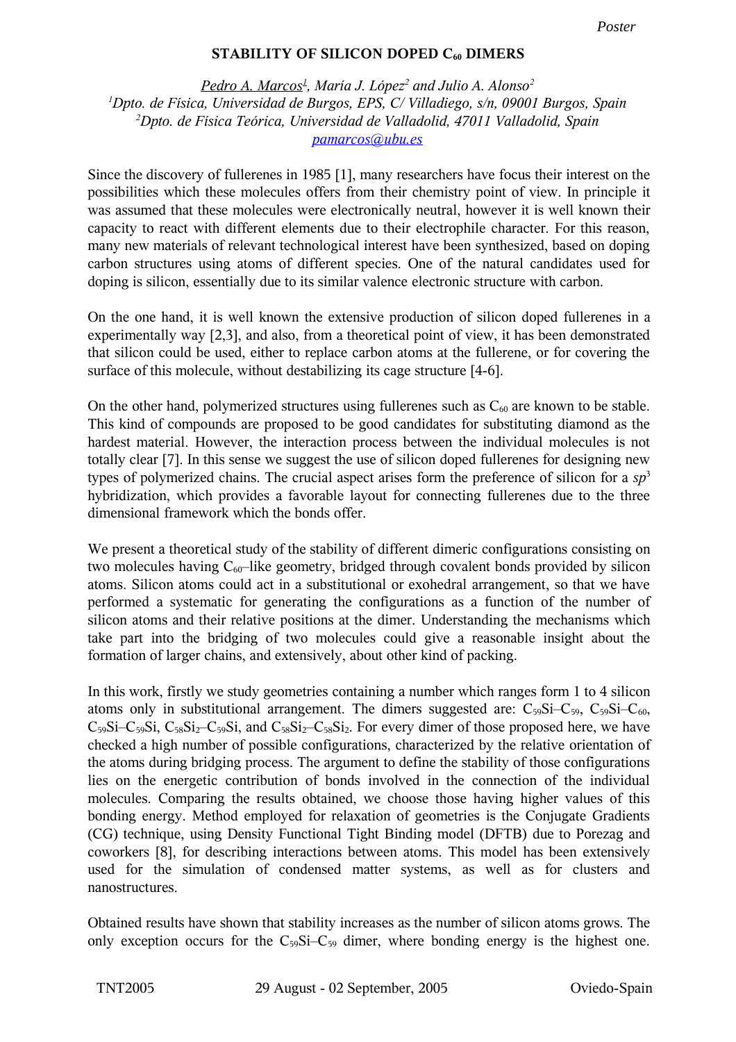Poster

# STABILITY OF SILICON DOPED $C_{60}$ DIMERS

*Pedro A. Marcos*[1], *María J. López*[2] *and Julio A. Alonso*[2]

[1] *Dpto. de Física, Universidad de Burgos, EPS, C/ Villadiego, s/n, 09001 Burgos, Spain*

[2] *Dpto. de Física Teórica, Universidad de Valladolid, 47011 Valladolid, Spain*

pamarcos@ubu.es

Since the discovery of fullerenes in 1985 [1], many researchers have focus their interest on the possibilities which these molecules offers from their chemistry point of view. In principle it was assumed that these molecules were electronically neutral, however it is well known their capacity to react with different elements due to their electrophile character. For this reason, many new materials of relevant technological interest have been synthesized, based on doping carbon structures using atoms of different species. One of the natural candidates used for doping is silicon, essentially due to its similar valence electronic structure with carbon.

On the one hand, it is well known the extensive production of silicon doped fullerenes in a experimentally way [2,3], and also, from a theoretical point of view, it has been demonstrated that silicon could be used, either to replace carbon atoms at the fullerene, or for covering the surface of this molecule, without destabilizing its cage structure [4-6].

On the other hand, polymerized structures using fullerenes such as $C_{60}$ are known to be stable. This kind of compounds are proposed to be good candidates for substituting diamond as the hardest material. However, the interaction process between the individual molecules is not totally clear [7]. In this sense we suggest the use of silicon doped fullerenes for designing new types of polymerized chains. The crucial aspect arises form the preference of silicon for a $sp^3$ hybridization, which provides a favorable layout for connecting fullerenes due to the three dimensional framework which the bonds offer.

We present a theoretical study of the stability of different dimeric configurations consisting on two molecules having $C_{60}$–like geometry, bridged through covalent bonds provided by silicon atoms. Silicon atoms could act in a substitutional or exohedral arrangement, so that we have performed a systematic for generating the configurations as a function of the number of silicon atoms and their relative positions at the dimer. Understanding the mechanisms which take part into the bridging of two molecules could give a reasonable insight about the formation of larger chains, and extensively, about other kind of packing.

In this work, firstly we study geometries containing a number which ranges form 1 to 4 silicon atoms only in substitutional arrangement. The dimers suggested are: $C_{59}Si$–$C_{59}$, $C_{59}Si$–$C_{60}$, $C_{59}Si$–$C_{59}Si$, $C_{58}Si_2$–$C_{59}Si$, and $C_{58}Si_2$–$C_{58}Si_2$. For every dimer of those proposed here, we have checked a high number of possible configurations, characterized by the relative orientation of the atoms during bridging process. The argument to define the stability of those configurations lies on the energetic contribution of bonds involved in the connection of the individual molecules. Comparing the results obtained, we choose those having higher values of this bonding energy. Method employed for relaxation of geometries is the Conjugate Gradients (CG) technique, using Density Functional Tight Binding model (DFTB) due to Porezag and coworkers [8], for describing interactions between atoms. This model has been extensively used for the simulation of condensed matter systems, as well as for clusters and nanostructures.

Obtained results have shown that stability increases as the number of silicon atoms grows. The only exception occurs for the $C_{59}Si$–$C_{59}$ dimer, where bonding energy is the highest one.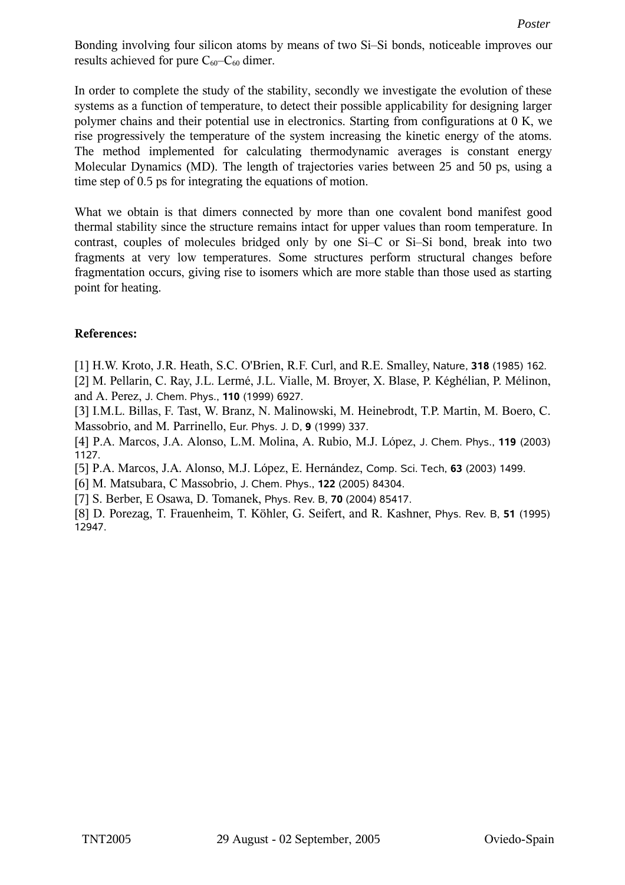Bonding involving four silicon atoms by means of two Si–Si bonds, noticeable improves our results achieved for pure $C_{60}$–$C_{60}$ dimer.

In order to complete the study of the stability, secondly we investigate the evolution of these systems as a function of temperature, to detect their possible applicability for designing larger polymer chains and their potential use in electronics. Starting from configurations at 0 K, we rise progressively the temperature of the system increasing the kinetic energy of the atoms. The method implemented for calculating thermodynamic averages is constant energy Molecular Dynamics (MD). The length of trajectories varies between 25 and 50 ps, using a time step of 0.5 ps for integrating the equations of motion.

What we obtain is that dimers connected by more than one covalent bond manifest good thermal stability since the structure remains intact for upper values than room temperature. In contrast, couples of molecules bridged only by one Si–C or Si–Si bond, break into two fragments at very low temperatures. Some structures perform structural changes before fragmentation occurs, giving rise to isomers which are more stable than those used as starting point for heating.

**References:**

[1] H.W. Kroto, J.R. Heath, S.C. O'Brien, R.F. Curl, and R.E. Smalley, Nature, **318** (1985) 162.
[2] M. Pellarin, C. Ray, J.L. Lermé, J.L. Vialle, M. Broyer, X. Blase, P. Kéghélian, P. Mélinon, and A. Perez, J. Chem. Phys., **110** (1999) 6927.
[3] I.M.L. Billas, F. Tast, W. Branz, N. Malinowski, M. Heinebrodt, T.P. Martin, M. Boero, C. Massobrio, and M. Parrinello, Eur. Phys. J. D, **9** (1999) 337.
[4] P.A. Marcos, J.A. Alonso, L.M. Molina, A. Rubio, M.J. López, J. Chem. Phys., **119** (2003) 1127.
[5] P.A. Marcos, J.A. Alonso, M.J. López, E. Hernández, Comp. Sci. Tech, **63** (2003) 1499.
[6] M. Matsubara, C Massobrio, J. Chem. Phys., **122** (2005) 84304.
[7] S. Berber, E Osawa, D. Tomanek, Phys. Rev. B, **70** (2004) 85417.
[8] D. Porezag, T. Frauenheim, T. Köhler, G. Seifert, and R. Kashner, Phys. Rev. B, **51** (1995) 12947.